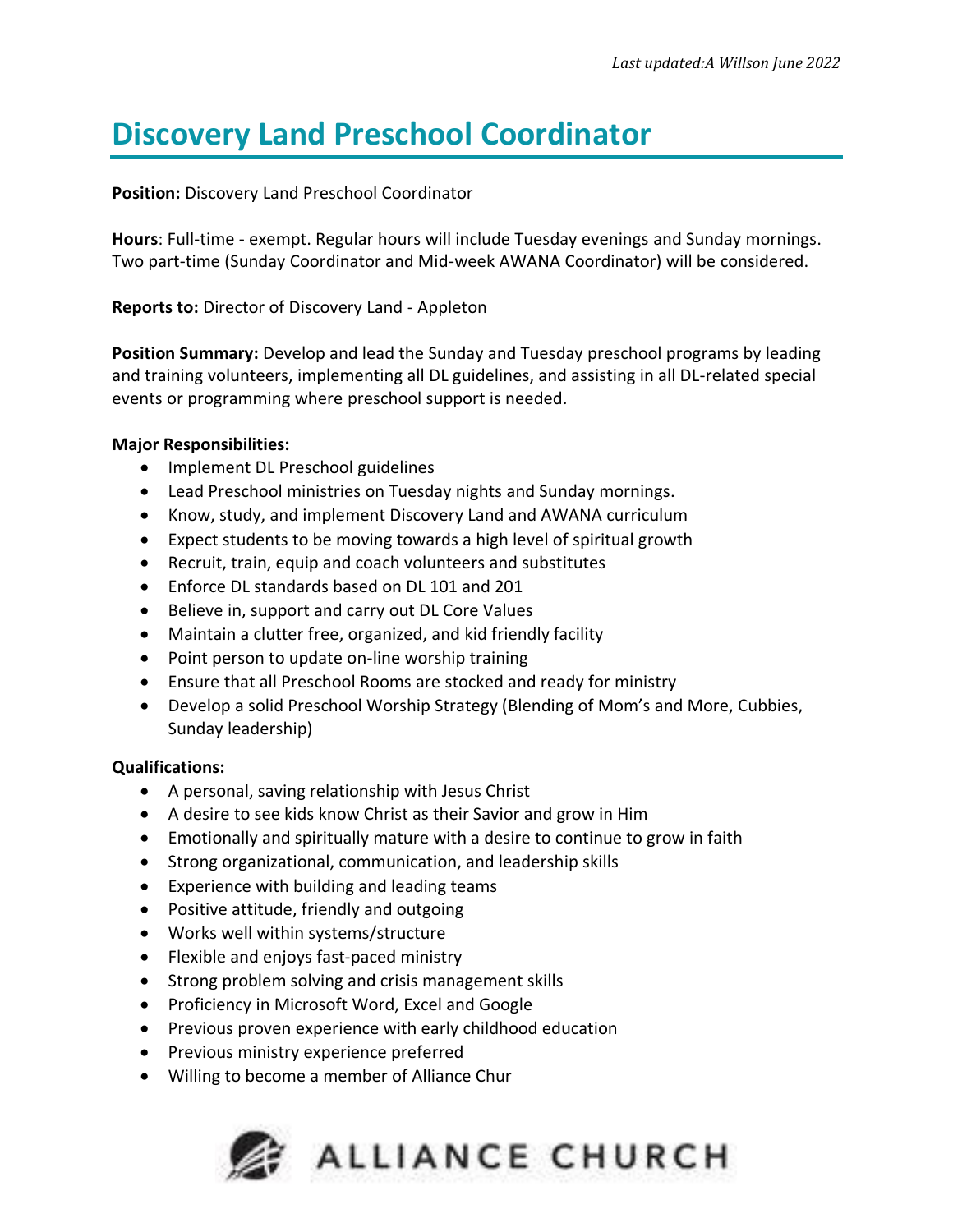*Last updated:A Willson June 2022*

# Discovery Land Preschool Coordinator

**Position:** Discovery Land Preschool Coordinator

**Hours**: Full-time - exempt. Regular hours will include Tuesday evenings and Sunday mornings. Two part-time (Sunday Coordinator and Mid-week AWANA Coordinator) will be considered.

**Reports to:** Director of Discovery Land - Appleton

**Position Summary:** Develop and lead the Sunday and Tuesday preschool programs by leading and training volunteers, implementing all DL guidelines, and assisting in all DL-related special events or programming where preschool support is needed.

**Major Responsibilities:**

- Implement DL Preschool guidelines
- Lead Preschool ministries on Tuesday nights and Sunday mornings.
- Know, study, and implement Discovery Land and AWANA curriculum
- Expect students to be moving towards a high level of spiritual growth
- Recruit, train, equip and coach volunteers and substitutes
- Enforce DL standards based on DL 101 and 201
- Believe in, support and carry out DL Core Values
- Maintain a clutter free, organized, and kid friendly facility
- Point person to update on-line worship training
- Ensure that all Preschool Rooms are stocked and ready for ministry
- Develop a solid Preschool Worship Strategy (Blending of Mom's and More, Cubbies, Sunday leadership)

**Qualifications:**

- A personal, saving relationship with Jesus Christ
- A desire to see kids know Christ as their Savior and grow in Him
- Emotionally and spiritually mature with a desire to continue to grow in faith
- Strong organizational, communication, and leadership skills
- Experience with building and leading teams
- Positive attitude, friendly and outgoing
- Works well within systems/structure
- Flexible and enjoys fast-paced ministry
- Strong problem solving and crisis management skills
- Proficiency in Microsoft Word, Excel and Google
- Previous proven experience with early childhood education
- Previous ministry experience preferred
- Willing to become a member of Alliance Chur

ALLIANCE CHURCH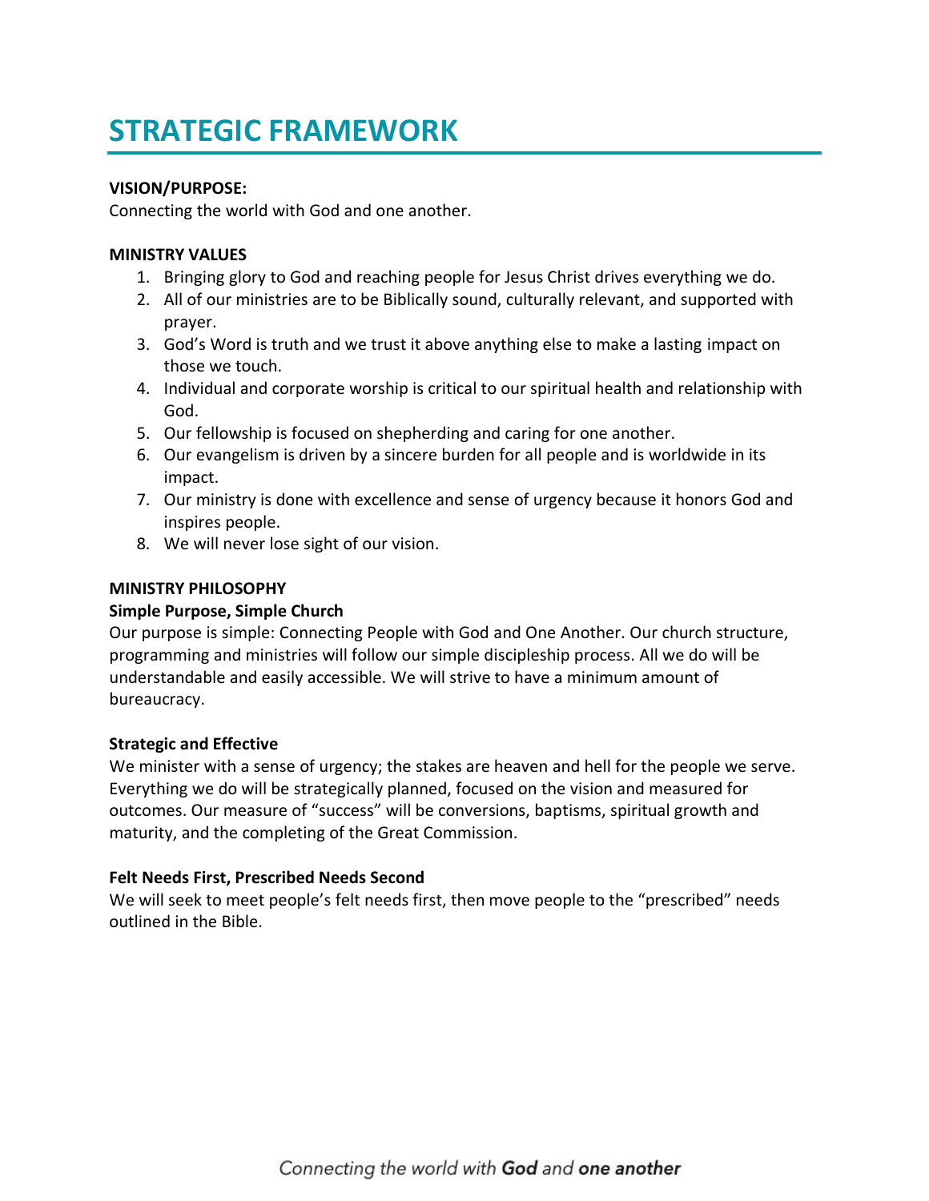# STRATEGIC FRAMEWORK

**VISION/PURPOSE:**
Connecting the world with God and one another.

**MINISTRY VALUES**

1. Bringing glory to God and reaching people for Jesus Christ drives everything we do.
2. All of our ministries are to be Biblically sound, culturally relevant, and supported with prayer.
3. God's Word is truth and we trust it above anything else to make a lasting impact on those we touch.
4. Individual and corporate worship is critical to our spiritual health and relationship with God.
5. Our fellowship is focused on shepherding and caring for one another.
6. Our evangelism is driven by a sincere burden for all people and is worldwide in its impact.
7. Our ministry is done with excellence and sense of urgency because it honors God and inspires people.
8. We will never lose sight of our vision.

**MINISTRY PHILOSOPHY**

**Simple Purpose, Simple Church**
Our purpose is simple: Connecting People with God and One Another. Our church structure, programming and ministries will follow our simple discipleship process. All we do will be understandable and easily accessible. We will strive to have a minimum amount of bureaucracy.

**Strategic and Effective**
We minister with a sense of urgency; the stakes are heaven and hell for the people we serve. Everything we do will be strategically planned, focused on the vision and measured for outcomes. Our measure of "success" will be conversions, baptisms, spiritual growth and maturity, and the completing of the Great Commission.

**Felt Needs First, Prescribed Needs Second**
We will seek to meet people's felt needs first, then move people to the "prescribed" needs outlined in the Bible.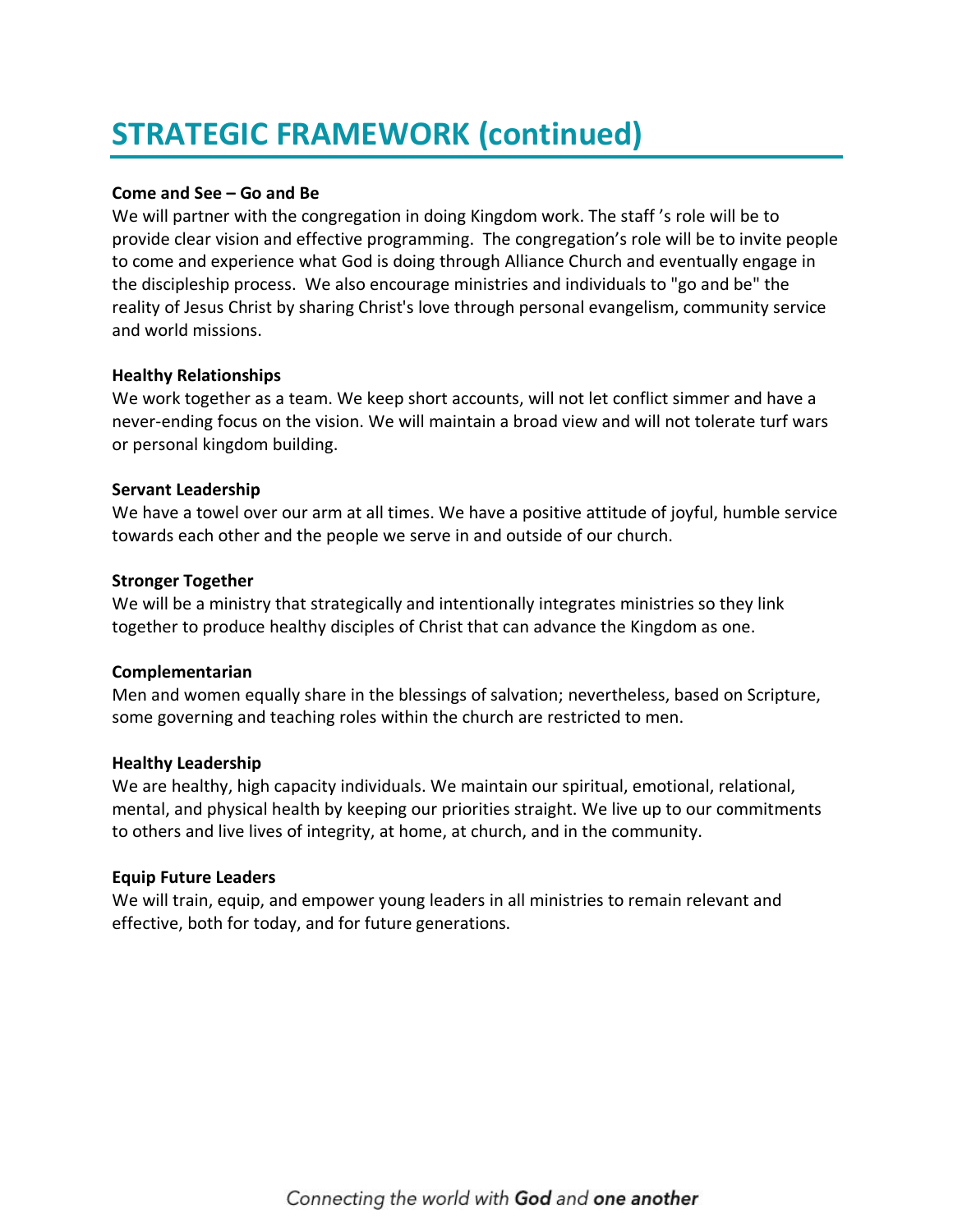# STRATEGIC FRAMEWORK (continued)

**Come and See – Go and Be**

We will partner with the congregation in doing Kingdom work. The staff 's role will be to provide clear vision and effective programming. The congregation's role will be to invite people to come and experience what God is doing through Alliance Church and eventually engage in the discipleship process. We also encourage ministries and individuals to "go and be" the reality of Jesus Christ by sharing Christ's love through personal evangelism, community service and world missions.

**Healthy Relationships**

We work together as a team. We keep short accounts, will not let conflict simmer and have a never-ending focus on the vision. We will maintain a broad view and will not tolerate turf wars or personal kingdom building.

**Servant Leadership**

We have a towel over our arm at all times. We have a positive attitude of joyful, humble service towards each other and the people we serve in and outside of our church.

**Stronger Together**

We will be a ministry that strategically and intentionally integrates ministries so they link together to produce healthy disciples of Christ that can advance the Kingdom as one.

**Complementarian**

Men and women equally share in the blessings of salvation; nevertheless, based on Scripture, some governing and teaching roles within the church are restricted to men.

**Healthy Leadership**

We are healthy, high capacity individuals. We maintain our spiritual, emotional, relational, mental, and physical health by keeping our priorities straight. We live up to our commitments to others and live lives of integrity, at home, at church, and in the community.

**Equip Future Leaders**

We will train, equip, and empower young leaders in all ministries to remain relevant and effective, both for today, and for future generations.